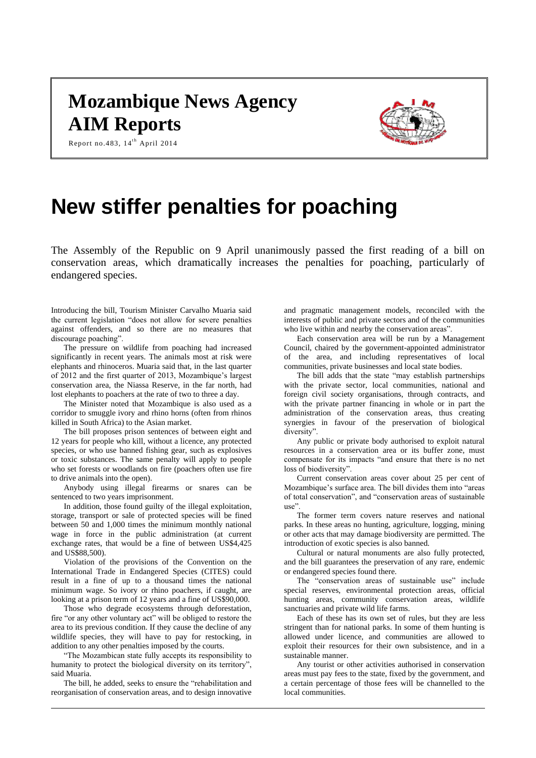# Mozambique News Agency

# AIM Reports

Report no.483, 14th April 2014

# New stiffer penalties for poaching

The Assembly of the Republic on 9 April unanimously passed the first reading of a bill on conservation areas, which dramatically increases the penalties for poaching, particularly of endangered species.

Introducing the bill, Tourism Minister Carvalho Muaria said the current legislation "does not allow for severe penalties against offenders, and so there are no measures that discourage poaching".

The pressure on wildlife from poaching had increased significantly in recent years. The animals most at risk were elephants and rhinoceros. Muaria said that, in the last quarter of 2012 and the first quarter of 2013, Mozambique's largest conservation area, the Niassa Reserve, in the far north, had lost elephants to poachers at the rate of two to three a day.

The Minister noted that Mozambique is also used as a corridor to smuggle ivory and rhino horns (often from rhinos killed in South Africa) to the Asian market.

The bill proposes prison sentences of between eight and 12 years for people who kill, without a licence, any protected species, or who use banned fishing gear, such as explosives or toxic substances. The same penalty will apply to people who set forests or woodlands on fire (poachers often use fire to drive animals into the open).

Anybody using illegal firearms or snares can be sentenced to two years imprisonment.

In addition, those found guilty of the illegal exploitation, storage, transport or sale of protected species will be fined between 50 and 1,000 times the minimum monthly national wage in force in the public administration (at current exchange rates, that would be a fine of between US$4,425 and US$88,500).

Violation of the provisions of the Convention on the International Trade in Endangered Species (CITES) could result in a fine of up to a thousand times the national minimum wage. So ivory or rhino poachers, if caught, are looking at a prison term of 12 years and a fine of US$90,000.

Those who degrade ecosystems through deforestation, fire "or any other voluntary act" will be obliged to restore the area to its previous condition. If they cause the decline of any wildlife species, they will have to pay for restocking, in addition to any other penalties imposed by the courts.

"The Mozambican state fully accepts its responsibility to humanity to protect the biological diversity on its territory", said Muaria.

The bill, he added, seeks to ensure the "rehabilitation and reorganisation of conservation areas, and to design innovative and pragmatic management models, reconciled with the interests of public and private sectors and of the communities who live within and nearby the conservation areas".

Each conservation area will be run by a Management Council, chaired by the government-appointed administrator of the area, and including representatives of local communities, private businesses and local state bodies.

The bill adds that the state "may establish partnerships with the private sector, local communities, national and foreign civil society organisations, through contracts, and with the private partner financing in whole or in part the administration of the conservation areas, thus creating synergies in favour of the preservation of biological diversity".

Any public or private body authorised to exploit natural resources in a conservation area or its buffer zone, must compensate for its impacts "and ensure that there is no net loss of biodiversity".

Current conservation areas cover about 25 per cent of Mozambique's surface area. The bill divides them into "areas of total conservation", and "conservation areas of sustainable use".

The former term covers nature reserves and national parks. In these areas no hunting, agriculture, logging, mining or other acts that may damage biodiversity are permitted. The introduction of exotic species is also banned.

Cultural or natural monuments are also fully protected, and the bill guarantees the preservation of any rare, endemic or endangered species found there.

The "conservation areas of sustainable use" include special reserves, environmental protection areas, official hunting areas, community conservation areas, wildlife sanctuaries and private wild life farms.

Each of these has its own set of rules, but they are less stringent than for national parks. In some of them hunting is allowed under licence, and communities are allowed to exploit their resources for their own subsistence, and in a sustainable manner.

Any tourist or other activities authorised in conservation areas must pay fees to the state, fixed by the government, and a certain percentage of those fees will be channelled to the local communities.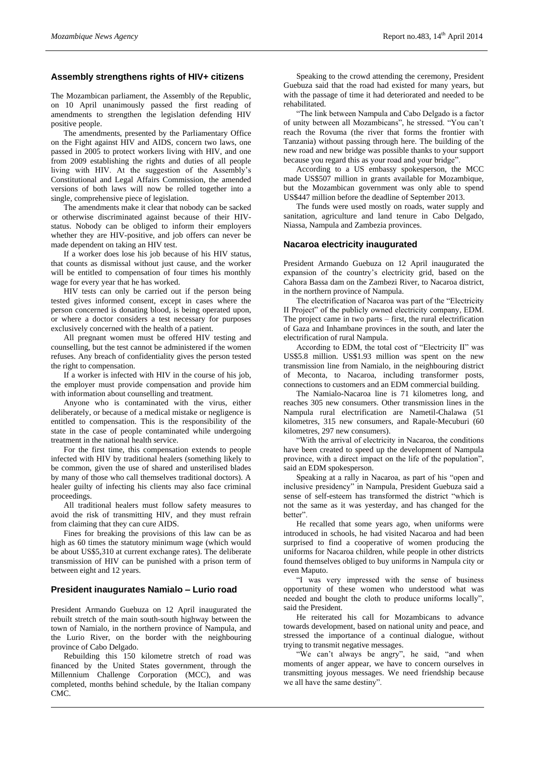## Assembly strengthens rights of HIV+ citizens

The Mozambican parliament, the Assembly of the Republic, on 10 April unanimously passed the first reading of amendments to strengthen the legislation defending HIV positive people.

The amendments, presented by the Parliamentary Office on the Fight against HIV and AIDS, concern two laws, one passed in 2005 to protect workers living with HIV, and one from 2009 establishing the rights and duties of all people living with HIV. At the suggestion of the Assembly's Constitutional and Legal Affairs Commission, the amended versions of both laws will now be rolled together into a single, comprehensive piece of legislation.

The amendments make it clear that nobody can be sacked or otherwise discriminated against because of their HIV-status. Nobody can be obliged to inform their employers whether they are HIV-positive, and job offers can never be made dependent on taking an HIV test.

If a worker does lose his job because of his HIV status, that counts as dismissal without just cause, and the worker will be entitled to compensation of four times his monthly wage for every year that he has worked.

HIV tests can only be carried out if the person being tested gives informed consent, except in cases where the person concerned is donating blood, is being operated upon, or where a doctor considers a test necessary for purposes exclusively concerned with the health of a patient.

All pregnant women must be offered HIV testing and counselling, but the test cannot be administered if the women refuses. Any breach of confidentiality gives the person tested the right to compensation.

If a worker is infected with HIV in the course of his job, the employer must provide compensation and provide him with information about counselling and treatment.

Anyone who is contaminated with the virus, either deliberately, or because of a medical mistake or negligence is entitled to compensation. This is the responsibility of the state in the case of people contaminated while undergoing treatment in the national health service.

For the first time, this compensation extends to people infected with HIV by traditional healers (something likely to be common, given the use of shared and unsterilised blades by many of those who call themselves traditional doctors). A healer guilty of infecting his clients may also face criminal proceedings.

All traditional healers must follow safety measures to avoid the risk of transmitting HIV, and they must refrain from claiming that they can cure AIDS.

Fines for breaking the provisions of this law can be as high as 60 times the statutory minimum wage (which would be about US$5,310 at current exchange rates). The deliberate transmission of HIV can be punished with a prison term of between eight and 12 years.

## President inaugurates Namialo – Lurio road

President Armando Guebuza on 12 April inaugurated the rebuilt stretch of the main south-south highway between the town of Namialo, in the northern province of Nampula, and the Lurio River, on the border with the neighbouring province of Cabo Delgado.

Rebuilding this 150 kilometre stretch of road was financed by the United States government, through the Millennium Challenge Corporation (MCC), and was completed, months behind schedule, by the Italian company CMC.

Speaking to the crowd attending the ceremony, President Guebuza said that the road had existed for many years, but with the passage of time it had deteriorated and needed to be rehabilitated.

"The link between Nampula and Cabo Delgado is a factor of unity between all Mozambicans", he stressed. "You can't reach the Rovuma (the river that forms the frontier with Tanzania) without passing through here. The building of the new road and new bridge was possible thanks to your support because you regard this as your road and your bridge".

According to a US embassy spokesperson, the MCC made US$507 million in grants available for Mozambique, but the Mozambican government was only able to spend US$447 million before the deadline of September 2013.

The funds were used mostly on roads, water supply and sanitation, agriculture and land tenure in Cabo Delgado, Niassa, Nampula and Zambezia provinces.

## Nacaroa electricity inaugurated

President Armando Guebuza on 12 April inaugurated the expansion of the country's electricity grid, based on the Cahora Bassa dam on the Zambezi River, to Nacaroa district, in the northern province of Nampula.

The electrification of Nacaroa was part of the "Electricity II Project" of the publicly owned electricity company, EDM. The project came in two parts – first, the rural electrification of Gaza and Inhambane provinces in the south, and later the electrification of rural Nampula.

According to EDM, the total cost of "Electricity II" was US$5.8 million. US$1.93 million was spent on the new transmission line from Namialo, in the neighbouring district of Meconta, to Nacaroa, including transformer posts, connections to customers and an EDM commercial building.

The Namialo-Nacaroa line is 71 kilometres long, and reaches 305 new consumers. Other transmission lines in the Nampula rural electrification are Nametil-Chalawa (51 kilometres, 315 new consumers, and Rapale-Mecuburi (60 kilometres, 297 new consumers).

"With the arrival of electricity in Nacaroa, the conditions have been created to speed up the development of Nampula province, with a direct impact on the life of the population", said an EDM spokesperson.

Speaking at a rally in Nacaroa, as part of his "open and inclusive presidency" in Nampula, President Guebuza said a sense of self-esteem has transformed the district "which is not the same as it was yesterday, and has changed for the better".

He recalled that some years ago, when uniforms were introduced in schools, he had visited Nacaroa and had been surprised to find a cooperative of women producing the uniforms for Nacaroa children, while people in other districts found themselves obliged to buy uniforms in Nampula city or even Maputo.

"I was very impressed with the sense of business opportunity of these women who understood what was needed and bought the cloth to produce uniforms locally", said the President.

He reiterated his call for Mozambicans to advance towards development, based on national unity and peace, and stressed the importance of a continual dialogue, without trying to transmit negative messages.

"We can't always be angry", he said, "and when moments of anger appear, we have to concern ourselves in transmitting joyous messages. We need friendship because we all have the same destiny".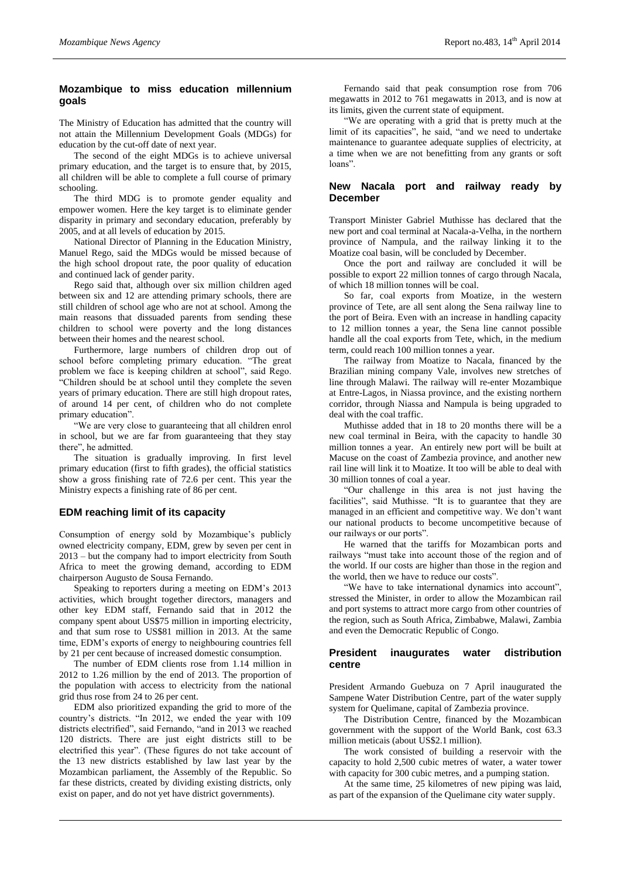## Mozambique to miss education millennium goals

The Ministry of Education has admitted that the country will not attain the Millennium Development Goals (MDGs) for education by the cut-off date of next year.

The second of the eight MDGs is to achieve universal primary education, and the target is to ensure that, by 2015, all children will be able to complete a full course of primary schooling.

The third MDG is to promote gender equality and empower women. Here the key target is to eliminate gender disparity in primary and secondary education, preferably by 2005, and at all levels of education by 2015.

National Director of Planning in the Education Ministry, Manuel Rego, said the MDGs would be missed because of the high school dropout rate, the poor quality of education and continued lack of gender parity.

Rego said that, although over six million children aged between six and 12 are attending primary schools, there are still children of school age who are not at school. Among the main reasons that dissuaded parents from sending these children to school were poverty and the long distances between their homes and the nearest school.

Furthermore, large numbers of children drop out of school before completing primary education. "The great problem we face is keeping children at school", said Rego. "Children should be at school until they complete the seven years of primary education. There are still high dropout rates, of around 14 per cent, of children who do not complete primary education".

"We are very close to guaranteeing that all children enrol in school, but we are far from guaranteeing that they stay there", he admitted.

The situation is gradually improving. In first level primary education (first to fifth grades), the official statistics show a gross finishing rate of 72.6 per cent. This year the Ministry expects a finishing rate of 86 per cent.

## EDM reaching limit of its capacity

Consumption of energy sold by Mozambique's publicly owned electricity company, EDM, grew by seven per cent in 2013 – but the company had to import electricity from South Africa to meet the growing demand, according to EDM chairperson Augusto de Sousa Fernando.

Speaking to reporters during a meeting on EDM's 2013 activities, which brought together directors, managers and other key EDM staff, Fernando said that in 2012 the company spent about US$75 million in importing electricity, and that sum rose to US$81 million in 2013. At the same time, EDM's exports of energy to neighbouring countries fell by 21 per cent because of increased domestic consumption.

The number of EDM clients rose from 1.14 million in 2012 to 1.26 million by the end of 2013. The proportion of the population with access to electricity from the national grid thus rose from 24 to 26 per cent.

EDM also prioritized expanding the grid to more of the country's districts. "In 2012, we ended the year with 109 districts electrified", said Fernando, "and in 2013 we reached 120 districts. There are just eight districts still to be electrified this year". (These figures do not take account of the 13 new districts established by law last year by the Mozambican parliament, the Assembly of the Republic. So far these districts, created by dividing existing districts, only exist on paper, and do not yet have district governments).

Fernando said that peak consumption rose from 706 megawatts in 2012 to 761 megawatts in 2013, and is now at its limits, given the current state of equipment.

"We are operating with a grid that is pretty much at the limit of its capacities", he said, "and we need to undertake maintenance to guarantee adequate supplies of electricity, at a time when we are not benefitting from any grants or soft loans".

## New Nacala port and railway ready by December

Transport Minister Gabriel Muthisse has declared that the new port and coal terminal at Nacala-a-Velha, in the northern province of Nampula, and the railway linking it to the Moatize coal basin, will be concluded by December.

Once the port and railway are concluded it will be possible to export 22 million tonnes of cargo through Nacala, of which 18 million tonnes will be coal.

So far, coal exports from Moatize, in the western province of Tete, are all sent along the Sena railway line to the port of Beira. Even with an increase in handling capacity to 12 million tonnes a year, the Sena line cannot possible handle all the coal exports from Tete, which, in the medium term, could reach 100 million tonnes a year.

The railway from Moatize to Nacala, financed by the Brazilian mining company Vale, involves new stretches of line through Malawi. The railway will re-enter Mozambique at Entre-Lagos, in Niassa province, and the existing northern corridor, through Niassa and Nampula is being upgraded to deal with the coal traffic.

Muthisse added that in 18 to 20 months there will be a new coal terminal in Beira, with the capacity to handle 30 million tonnes a year. An entirely new port will be built at Macuse on the coast of Zambezia province, and another new rail line will link it to Moatize. It too will be able to deal with 30 million tonnes of coal a year.

"Our challenge in this area is not just having the facilities", said Muthisse. "It is to guarantee that they are managed in an efficient and competitive way. We don't want our national products to become uncompetitive because of our railways or our ports".

He warned that the tariffs for Mozambican ports and railways "must take into account those of the region and of the world. If our costs are higher than those in the region and the world, then we have to reduce our costs".

"We have to take international dynamics into account", stressed the Minister, in order to allow the Mozambican rail and port systems to attract more cargo from other countries of the region, such as South Africa, Zimbabwe, Malawi, Zambia and even the Democratic Republic of Congo.

## President inaugurates water distribution centre

President Armando Guebuza on 7 April inaugurated the Sampene Water Distribution Centre, part of the water supply system for Quelimane, capital of Zambezia province.

The Distribution Centre, financed by the Mozambican government with the support of the World Bank, cost 63.3 million meticais (about US$2.1 million).

The work consisted of building a reservoir with the capacity to hold 2,500 cubic metres of water, a water tower with capacity for 300 cubic metres, and a pumping station.

At the same time, 25 kilometres of new piping was laid, as part of the expansion of the Quelimane city water supply.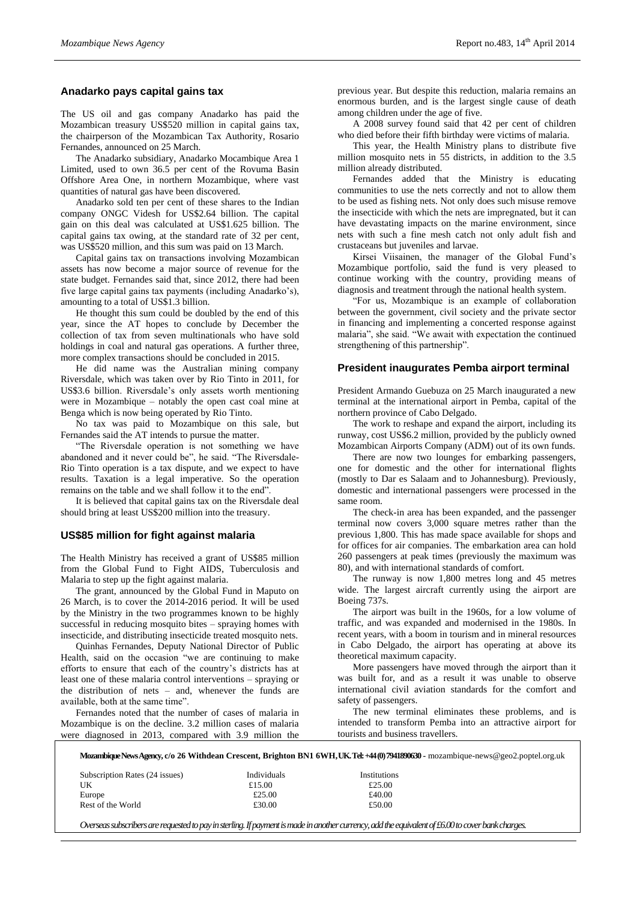## Anadarko pays capital gains tax

The US oil and gas company Anadarko has paid the Mozambican treasury US$520 million in capital gains tax, the chairperson of the Mozambican Tax Authority, Rosario Fernandes, announced on 25 March.

The Anadarko subsidiary, Anadarko Mocambique Area 1 Limited, used to own 36.5 per cent of the Rovuma Basin Offshore Area One, in northern Mozambique, where vast quantities of natural gas have been discovered.

Anadarko sold ten per cent of these shares to the Indian company ONGC Videsh for US$2.64 billion. The capital gain on this deal was calculated at US$1.625 billion. The capital gains tax owing, at the standard rate of 32 per cent, was US$520 million, and this sum was paid on 13 March.

Capital gains tax on transactions involving Mozambican assets has now become a major source of revenue for the state budget. Fernandes said that, since 2012, there had been five large capital gains tax payments (including Anadarko's), amounting to a total of US$1.3 billion.

He thought this sum could be doubled by the end of this year, since the AT hopes to conclude by December the collection of tax from seven multinationals who have sold holdings in coal and natural gas operations. A further three, more complex transactions should be concluded in 2015.

He did name was the Australian mining company Riversdale, which was taken over by Rio Tinto in 2011, for US$3.6 billion. Riversdale's only assets worth mentioning were in Mozambique – notably the open cast coal mine at Benga which is now being operated by Rio Tinto.

No tax was paid to Mozambique on this sale, but Fernandes said the AT intends to pursue the matter.

"The Riversdale operation is not something we have abandoned and it never could be", he said. "The Riversdale-Rio Tinto operation is a tax dispute, and we expect to have results. Taxation is a legal imperative. So the operation remains on the table and we shall follow it to the end".

It is believed that capital gains tax on the Riversdale deal should bring at least US$200 million into the treasury.

## US$85 million for fight against malaria

The Health Ministry has received a grant of US$85 million from the Global Fund to Fight AIDS, Tuberculosis and Malaria to step up the fight against malaria.

The grant, announced by the Global Fund in Maputo on 26 March, is to cover the 2014-2016 period. It will be used by the Ministry in the two programmes known to be highly successful in reducing mosquito bites – spraying homes with insecticide, and distributing insecticide treated mosquito nets.

Quinhas Fernandes, Deputy National Director of Public Health, said on the occasion "we are continuing to make efforts to ensure that each of the country's districts has at least one of these malaria control interventions – spraying or the distribution of nets – and, whenever the funds are available, both at the same time".

Fernandes noted that the number of cases of malaria in Mozambique is on the decline. 3.2 million cases of malaria were diagnosed in 2013, compared with 3.9 million the previous year. But despite this reduction, malaria remains an enormous burden, and is the largest single cause of death among children under the age of five.

A 2008 survey found said that 42 per cent of children who died before their fifth birthday were victims of malaria.

This year, the Health Ministry plans to distribute five million mosquito nets in 55 districts, in addition to the 3.5 million already distributed.

Fernandes added that the Ministry is educating communities to use the nets correctly and not to allow them to be used as fishing nets. Not only does such misuse remove the insecticide with which the nets are impregnated, but it can have devastating impacts on the marine environment, since nets with such a fine mesh catch not only adult fish and crustaceans but juveniles and larvae.

Kirsei Viisainen, the manager of the Global Fund's Mozambique portfolio, said the fund is very pleased to continue working with the country, providing means of diagnosis and treatment through the national health system.

"For us, Mozambique is an example of collaboration between the government, civil society and the private sector in financing and implementing a concerted response against malaria", she said. "We await with expectation the continued strengthening of this partnership".

## President inaugurates Pemba airport terminal

President Armando Guebuza on 25 March inaugurated a new terminal at the international airport in Pemba, capital of the northern province of Cabo Delgado.

The work to reshape and expand the airport, including its runway, cost US$6.2 million, provided by the publicly owned Mozambican Airports Company (ADM) out of its own funds.

There are now two lounges for embarking passengers, one for domestic and the other for international flights (mostly to Dar es Salaam and to Johannesburg). Previously, domestic and international passengers were processed in the same room.

The check-in area has been expanded, and the passenger terminal now covers 3,000 square metres rather than the previous 1,800. This has made space available for shops and for offices for air companies. The embarkation area can hold 260 passengers at peak times (previously the maximum was 80), and with international standards of comfort.

The runway is now 1,800 metres long and 45 metres wide. The largest aircraft currently using the airport are Boeing 737s.

The airport was built in the 1960s, for a low volume of traffic, and was expanded and modernised in the 1980s. In recent years, with a boom in tourism and in mineral resources in Cabo Delgado, the airport has operating at above its theoretical maximum capacity.

More passengers have moved through the airport than it was built for, and as a result it was unable to observe international civil aviation standards for the comfort and safety of passengers.

The new terminal eliminates these problems, and is intended to transform Pemba into an attractive airport for tourists and business travellers.

**Mozambique News Agency, c/o 26 Withdean Crescent, Brighton BN1 6WH, UK. Tel: +44 (0) 7941890630 -** mozambique-news@geo2.poptel.org.uk

| Subscription Rates (24 issues) | Individuals | Institutions |
|---|---|---|
| UK | £15.00 | £25.00 |
| Europe | £25.00 | £40.00 |
| Rest of the World | £30.00 | £50.00 |

*Overseas subscribers are requested to pay in sterling. If payment is made in another currency, add the equivalent of £6.00 to cover bank charges.*